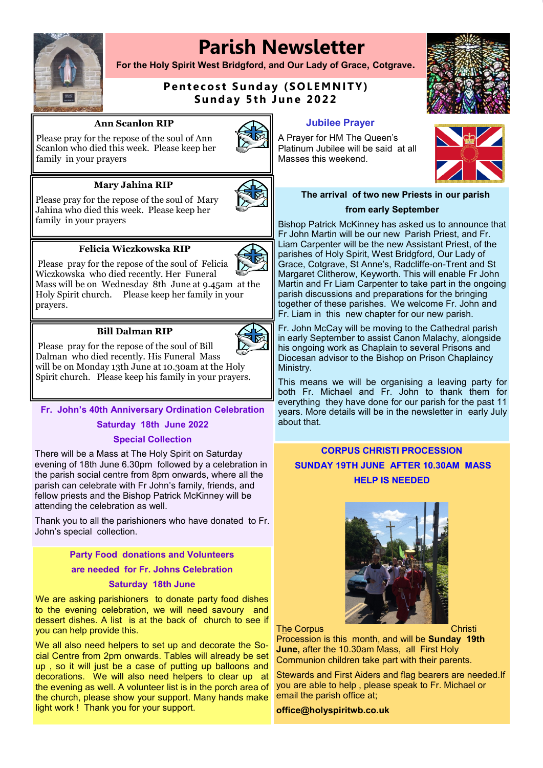# Parish Newsletter

**For the Holy Spirit West Bridgford, and Our Lady of Grace, Cotgrave.**

**Pentecost Sunday (SOLEMNITY)**
**Sunday 5th June 2022**

### Ann Scanlon RIP

Please pray for the repose of the soul of Ann Scanlon who died this week. Please keep her family in your prayers

### Mary Jahina RIP

Please pray for the repose of the soul of Mary Jahina who died this week. Please keep her family in your prayers

### Felicia Wiczkowska RIP

Please pray for the repose of the soul of Felicia Wiczkowska who died recently. Her Funeral Mass will be on Wednesday 8th June at 9.45am at the Holy Spirit church. Please keep her family in your prayers.

### Bill Dalman RIP

Please pray for the repose of the soul of Bill Dalman who died recently. His Funeral Mass will be on Monday 13th June at 10.30am at the Holy Spirit church. Please keep his family in your prayers.

### Fr. John's 40th Anniversary Ordination Celebration

**Saturday 18th June 2022**

**Special Collection**

There will be a Mass at The Holy Spirit on Saturday evening of 18th June 6.30pm followed by a celebration in the parish social centre from 8pm onwards, where all the parish can celebrate with Fr John's family, friends, and fellow priests and the Bishop Patrick McKinney will be attending the celebration as well.

Thank you to all the parishioners who have donated to Fr. John's special collection.

### Party Food donations and Volunteers are needed for Fr. Johns Celebration

**Saturday 18th June**

We are asking parishioners to donate party food dishes to the evening celebration, we will need savoury and dessert dishes. A list is at the back of church to see if you can help provide this.

We all also need helpers to set up and decorate the Social Centre from 2pm onwards. Tables will already be set up , so it will just be a case of putting up balloons and decorations. We will also need helpers to clear up at the evening as well. A volunteer list is in the porch area of the church, please show your support. Many hands make light work ! Thank you for your support.

### Jubilee Prayer

A Prayer for HM The Queen's Platinum Jubilee will be said at all Masses this weekend.

### The arrival of two new Priests in our parish from early September

Bishop Patrick McKinney has asked us to announce that Fr John Martin will be our new Parish Priest, and Fr. Liam Carpenter will be the new Assistant Priest, of the parishes of Holy Spirit, West Bridgford, Our Lady of Grace, Cotgrave, St Anne's, Radcliffe-on-Trent and St Margaret Clitherow, Keyworth. This will enable Fr John Martin and Fr Liam Carpenter to take part in the ongoing parish discussions and preparations for the bringing together of these parishes. We welcome Fr. John and Fr. Liam in this new chapter for our new parish.

Fr. John McCay will be moving to the Cathedral parish in early September to assist Canon Malachy, alongside his ongoing work as Chaplain to several Prisons and Diocesan advisor to the Bishop on Prison Chaplaincy Ministry.

This means we will be organising a leaving party for both Fr. Michael and Fr. John to thank them for everything they have done for our parish for the past 11 years. More details will be in the newsletter in early July about that.

### CORPUS CHRISTI PROCESSION

**SUNDAY 19TH JUNE AFTER 10.30AM MASS**

**HELP IS NEEDED**

The Corpus Christi Procession is this month, and will be **Sunday 19th June,** after the 10.30am Mass, all First Holy Communion children take part with their parents.

Stewards and First Aiders and flag bearers are needed.If you are able to help , please speak to Fr. Michael or email the parish office at;

**office@holyspiritwb.co.uk**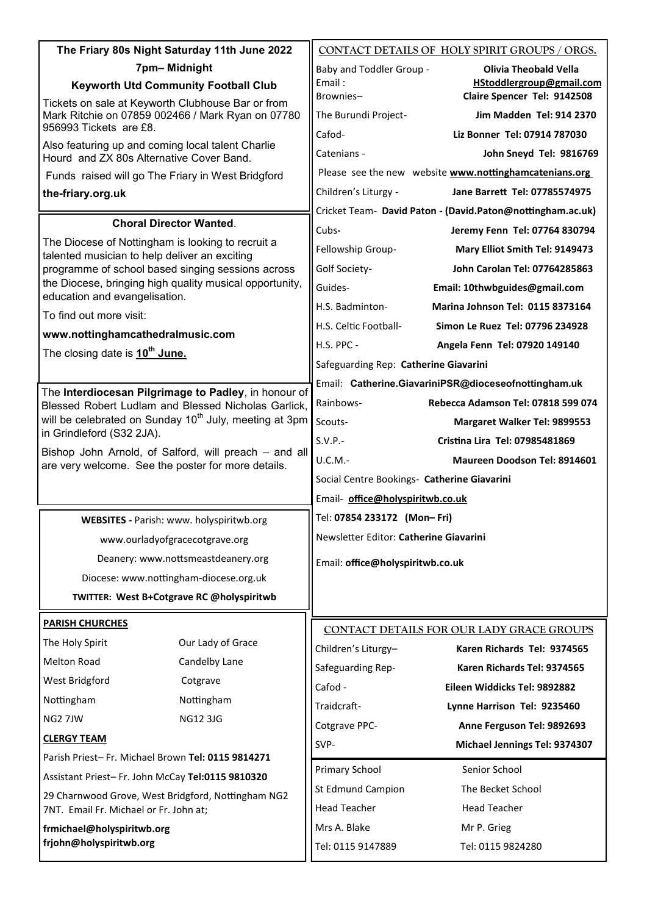## The Friary 80s Night Saturday 11th June 2022

**7pm– Midnight**

**Keyworth Utd Community Football Club**

Tickets on sale at Keyworth Clubhouse Bar or from Mark Ritchie on 07859 002466 / Mark Ryan on 07780 956993 Tickets are £8.

Also featuring up and coming local talent Charlie Hourd and ZX 80s Alternative Cover Band.

Funds raised will go The Friary in West Bridgford

**the-friary.org.uk**

## Choral Director Wanted.

The Diocese of Nottingham is looking to recruit a talented musician to help deliver an exciting programme of school based singing sessions across the Diocese, bringing high quality musical opportunity, education and evangelisation.

To find out more visit:

**www.nottinghamcathedralmusic.com**

The closing date is **10th June.**

The **Interdiocesan Pilgrimage to Padley**, in honour of Blessed Robert Ludlam and Blessed Nicholas Garlick, will be celebrated on Sunday 10th July, meeting at 3pm in Grindleford (S32 2JA).

Bishop John Arnold, of Salford, will preach – and all are very welcome. See the poster for more details.

**WEBSITES -** Parish: www. holyspiritwb.org

www.ourladyofgracecotgrave.org

Deanery: www.nottsmeastdeanery.org

Diocese: www.nottingham-diocese.org.uk

**TWITTER: West B+Cotgrave RC @holyspiritwb**

**PARISH CHURCHES**

| The Holy Spirit | Our Lady of Grace |
|---|---|
| Melton Road | Candelby Lane |
| West Bridgford | Cotgrave |
| Nottingham | Nottingham |
| NG2 7JW | NG12 3JG |

**CLERGY TEAM**

Parish Priest– Fr. Michael Brown **Tel: 0115 9814271**

Assistant Priest– Fr. John McCay **Tel:0115 9810320**

29 Charnwood Grove, West Bridgford, Nottingham NG2 7NT. Email Fr. Michael or Fr. John at;

**frmichael@holyspiritwb.org**
**frjohn@holyspiritwb.org**

## CONTACT DETAILS OF HOLY SPIRIT GROUPS / ORGS.

Baby and Toddler Group - **Olivia Theobald Vella**
Email : **HStoddlergroup@gmail.com**

Brownies– **Claire Spencer Tel: 9142508**

The Burundi Project- **Jim Madden Tel: 914 2370**

Cafod- **Liz Bonner Tel: 07914 787030**

Catenians - **John Sneyd Tel: 9816769**

Please see the new website **www.nottinghamcatenians.org**

Children's Liturgy - **Jane Barrett Tel: 07785574975**

Cricket Team- **David Paton - (David.Paton@nottingham.ac.uk)**

Cubs- **Jeremy Fenn Tel: 07764 830794**

Fellowship Group- **Mary Elliot Smith Tel: 9149473**

Golf Society- **John Carolan Tel: 07764285863**

Guides- **Email: 10thwbguides@gmail.com**

H.S. Badminton- **Marina Johnson Tel: 0115 8373164**

H.S. Celtic Football- **Simon Le Ruez Tel: 07796 234928**

H.S. PPC - **Angela Fenn Tel: 07920 149140**

Safeguarding Rep: **Catherine Giavarini**

Email: **Catherine.GiavariniPSR@dioceseofnottingham.uk**

Rainbows- **Rebecca Adamson Tel: 07818 599 074**

Scouts- **Margaret Walker Tel: 9899553**

S.V.P.- **Cristina Lira Tel: 07985481869**

U.C.M.- **Maureen Doodson Tel: 8914601**

Social Centre Bookings- **Catherine Giavarini**

Email- **office@holyspiritwb.co.uk**

Tel: **07854 233172 (Mon– Fri)**

Newsletter Editor: **Catherine Giavarini**

Email: **office@holyspiritwb.co.uk**

## CONTACT DETAILS FOR OUR LADY GRACE GROUPS

Children's Liturgy– **Karen Richards Tel: 9374565**

Safeguarding Rep- **Karen Richards Tel: 9374565**

Cafod - **Eileen Widdicks Tel: 9892882**

Traidcraft- **Lynne Harrison Tel: 9235460**

Cotgrave PPC- **Anne Ferguson Tel: 9892693**

SVP- **Michael Jennings Tel: 9374307**

| Primary School | Senior School |
|---|---|
| St Edmund Campion | The Becket School |
| Head Teacher | Head Teacher |
| Mrs A. Blake | Mr P. Grieg |
| Tel: 0115 9147889 | Tel: 0115 9824280 |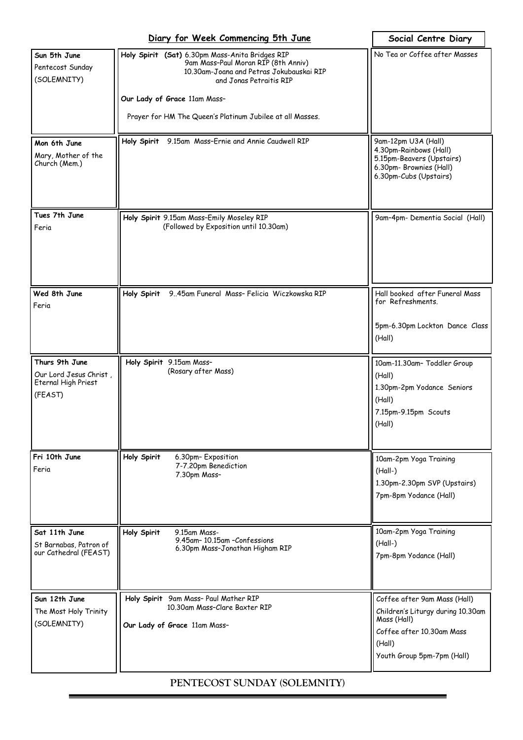## Diary for Week Commencing 5th June

| Day | Diary for Week Commencing 5th June | Social Centre Diary |
|---|---|---|
| Sun 5th June<br>Pentecost Sunday<br>(SOLEMNITY) | **Holy Spirit (Sat)** 6.30pm Mass-Anita Bridges RIP<br>9am Mass–Paul Moran RIP (8th Anniv)<br>10.30am-Joana and Petras Jokubauskai RIP and Jonas Petraitis RIP<br>**Our Lady of Grace** 11am Mass–<br>Prayer for HM The Queen's Platinum Jubilee at all Masses. | No Tea or Coffee after Masses |
| Mon 6th June<br>Mary, Mother of the Church (Mem.) | **Holy Spirit** 9.15am Mass–Ernie and Annie Caudwell RIP | 9am-12pm U3A (Hall)<br>4.30pm-Rainbows (Hall)<br>5.15pm-Beavers (Upstairs)<br>6.30pm- Brownies (Hall)<br>6.30pm-Cubs (Upstairs) |
| Tues 7th June<br>Feria | **Holy Spirit** 9.15am Mass–Emily Moseley RIP<br>(Followed by Exposition until 10.30am) | 9am–4pm- Dementia Social (Hall) |
| Wed 8th June<br>Feria | **Holy Spirit** 9..45am Funeral Mass– Felicia Wiczkowska RIP | Hall booked after Funeral Mass for Refreshments.<br>5pm-6.30pm Lockton Dance Class (Hall) |
| Thurs 9th June<br>Our Lord Jesus Christ , Eternal High Priest<br>(FEAST) | **Holy Spirit** 9.15am Mass–<br>(Rosary after Mass) | 10am-11.30am– Toddler Group (Hall)<br>1.30pm-2pm Yodance Seniors (Hall)<br>7.15pm-9.15pm Scouts (Hall) |
| Fri 10th June<br>Feria | **Holy Spirit** 6.30pm– Exposition<br>7-7.20pm Benediction<br>7.30pm Mass– | 10am-2pm Yoga Training (Hall-)<br>1.30pm-2.30pm SVP (Upstairs)<br>7pm-8pm Yodance (Hall) |
| Sat 11th June<br>St Barnabas, Patron of our Cathedral (FEAST) | **Holy Spirit** 9.15am Mass-<br>9.45am– 10.15am –Confessions<br>6.30pm Mass–Jonathan Higham RIP | 10am-2pm Yoga Training (Hall-)<br>7pm-8pm Yodance (Hall) |
| Sun 12th June<br>The Most Holy Trinity<br>(SOLEMNITY) | **Holy Spirit** 9am Mass– Paul Mather RIP<br>10.30am Mass–Clare Baxter RIP<br>**Our Lady of Grace** 11am Mass– | Coffee after 9am Mass (Hall)<br>Children's Liturgy during 10.30am Mass (Hall)<br>Coffee after 10.30am Mass (Hall)<br>Youth Group 5pm-7pm (Hall) |

PENTECOST SUNDAY (SOLEMNITY)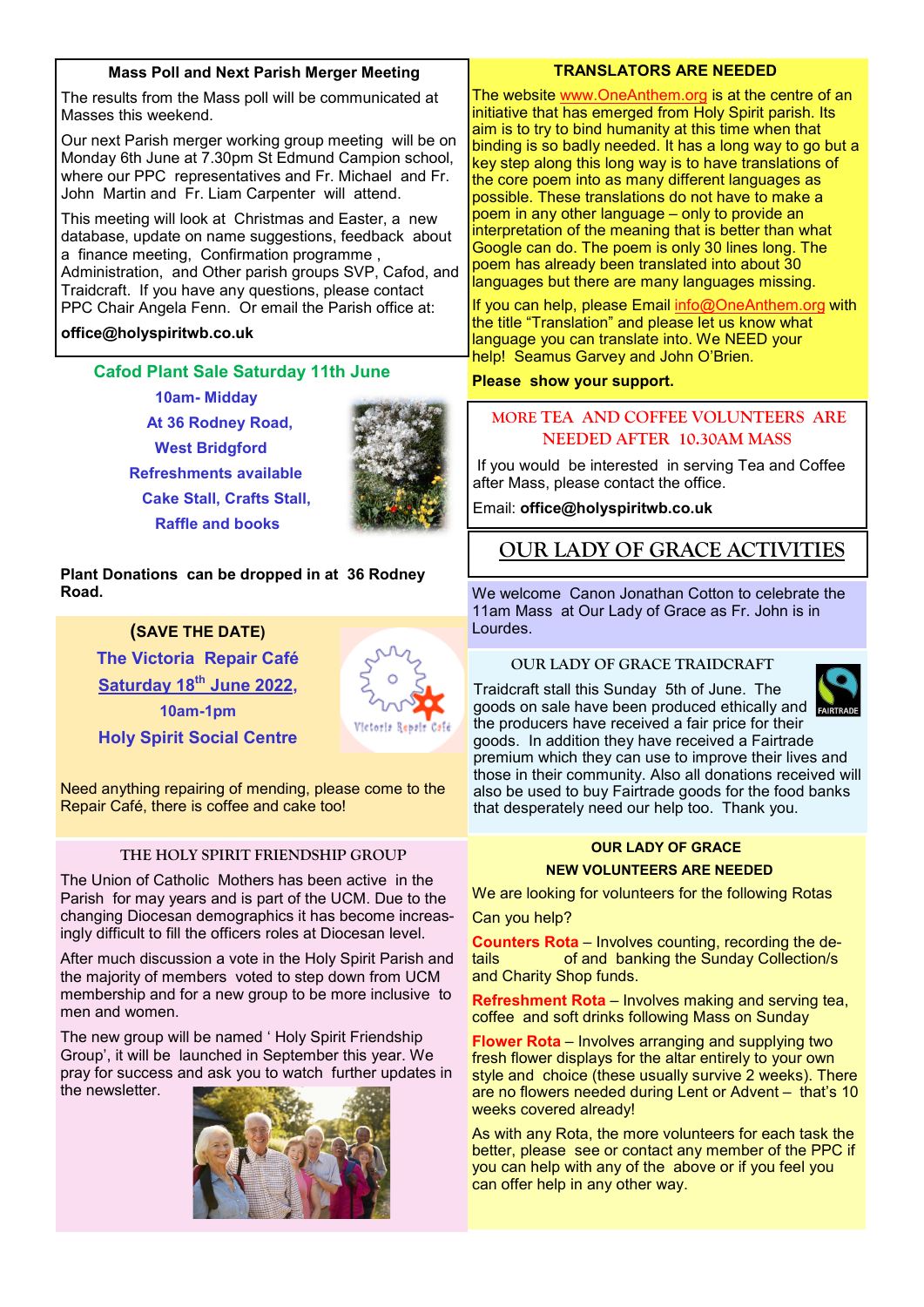## Mass Poll and Next Parish Merger Meeting

The results from the Mass poll will be communicated at Masses this weekend.

Our next Parish merger working group meeting will be on Monday 6th June at 7.30pm St Edmund Campion school, where our PPC representatives and Fr. Michael and Fr. John Martin and Fr. Liam Carpenter will attend.

This meeting will look at Christmas and Easter, a new database, update on name suggestions, feedback about a finance meeting, Confirmation programme , Administration, and Other parish groups SVP, Cafod, and Traidcraft. If you have any questions, please contact PPC Chair Angela Fenn. Or email the Parish office at:

**office@holyspiritwb.co.uk**

## Cafod Plant Sale Saturday 11th June

**10am- Midday**
**At 36 Rodney Road,**
**West Bridgford**
**Refreshments available**
**Cake Stall, Crafts Stall,**
**Raffle and books**

**Plant Donations can be dropped in at 36 Rodney Road.**

**(SAVE THE DATE)**

**The Victoria Repair Café**

**Saturday 18th June 2022,**

**10am-1pm**

**Holy Spirit Social Centre**

Need anything repairing of mending, please come to the Repair Café, there is coffee and cake too!

## THE HOLY SPIRIT FRIENDSHIP GROUP

The Union of Catholic Mothers has been active in the Parish for may years and is part of the UCM. Due to the changing Diocesan demographics it has become increasingly difficult to fill the officers roles at Diocesan level.

After much discussion a vote in the Holy Spirit Parish and the majority of members voted to step down from UCM membership and for a new group to be more inclusive to men and women.

The new group will be named ' Holy Spirit Friendship Group', it will be launched in September this year. We pray for success and ask you to watch further updates in the newsletter.

## TRANSLATORS ARE NEEDED

The website www.OneAnthem.org is at the centre of an initiative that has emerged from Holy Spirit parish. Its aim is to try to bind humanity at this time when that binding is so badly needed. It has a long way to go but a key step along this long way is to have translations of the core poem into as many different languages as possible. These translations do not have to make a poem in any other language – only to provide an interpretation of the meaning that is better than what Google can do. The poem is only 30 lines long. The poem has already been translated into about 30 languages but there are many languages missing.

If you can help, please Email info@OneAnthem.org with the title "Translation" and please let us know what language you can translate into. We NEED your help! Seamus Garvey and John O'Brien.

**Please show your support.**

## MORE TEA AND COFFEE VOLUNTEERS ARE NEEDED AFTER 10.30AM MASS

If you would be interested in serving Tea and Coffee after Mass, please contact the office.

Email: **office@holyspiritwb.co.uk**

## OUR LADY OF GRACE ACTIVITIES

We welcome Canon Jonathan Cotton to celebrate the 11am Mass at Our Lady of Grace as Fr. John is in Lourdes.

### OUR LADY OF GRACE TRAIDCRAFT

Traidcraft stall this Sunday 5th of June. The goods on sale have been produced ethically and the producers have received a fair price for their goods. In addition they have received a Fairtrade premium which they can use to improve their lives and those in their community. Also all donations received will also be used to buy Fairtrade goods for the food banks that desperately need our help too. Thank you.

### OUR LADY OF GRACE
### NEW VOLUNTEERS ARE NEEDED

We are looking for volunteers for the following Rotas

Can you help?

**Counters Rota** – Involves counting, recording the details of and banking the Sunday Collection/s and Charity Shop funds.

**Refreshment Rota** – Involves making and serving tea, coffee and soft drinks following Mass on Sunday

**Flower Rota** – Involves arranging and supplying two fresh flower displays for the altar entirely to your own style and choice (these usually survive 2 weeks). There are no flowers needed during Lent or Advent – that's 10 weeks covered already!

As with any Rota, the more volunteers for each task the better, please see or contact any member of the PPC if you can help with any of the above or if you feel you can offer help in any other way.